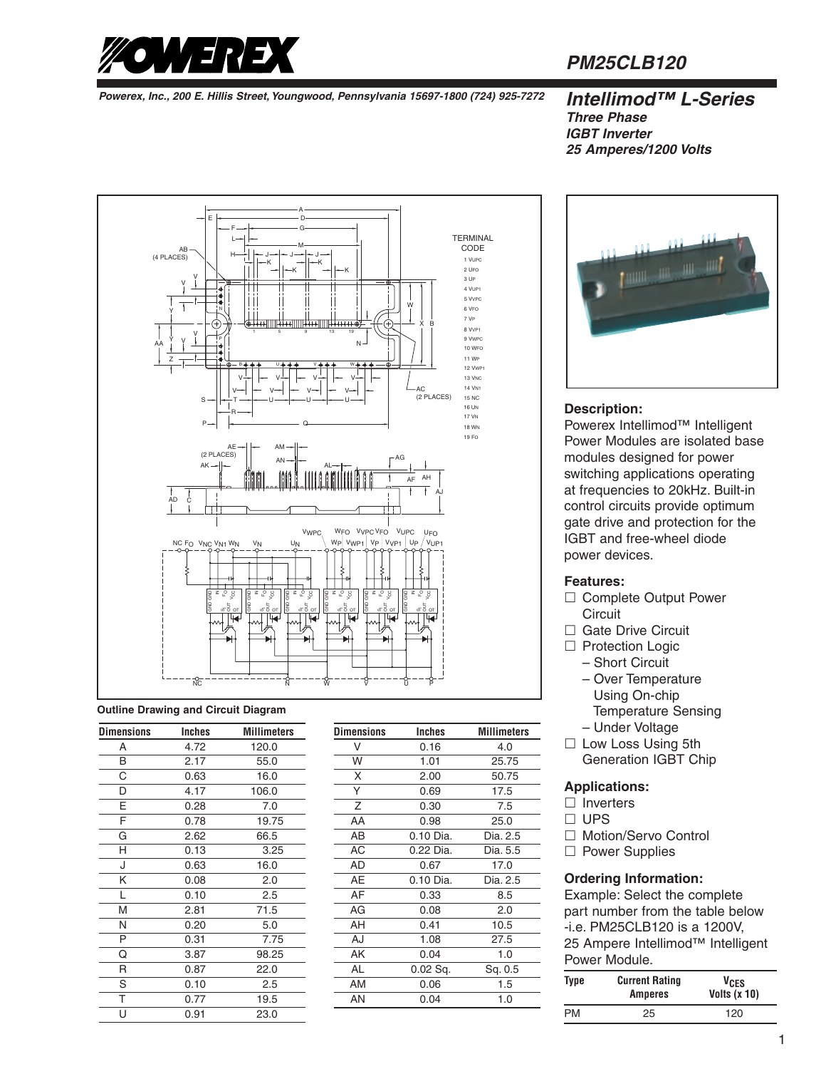# PM25CLB120

*Powerex, Inc., 200 E. Hillis Street, Youngwood, Pennsylvania 15697-1800 (724) 925-7272*

## Intellimod™ L-Series

**Three Phase**
**IGBT Inverter**
**25 Amperes/1200 Volts**

TERMINAL CODE

1 $V_{UPC}$
2 $U_{FO}$
3 $U_P$
4 $V_{UP1}$
5 $V_{VPC}$
6 $V_{FO}$
7 $V_P$
8 $V_{VP1}$
9 $V_{WPC}$
10 $W_{FO}$
11 $W_P$
12 $V_{WP1}$
13 $V_{NC}$
14 $V_{N1}$
15 NC
16 $U_N$
17 $V_N$
18 $W_N$
19 $F_O$

**Outline Drawing and Circuit Diagram**

| Dimensions | Inches | Millimeters |
|---|---|---|
| A | 4.72 | 120.0 |
| B | 2.17 | 55.0 |
| C | 0.63 | 16.0 |
| D | 4.17 | 106.0 |
| E | 0.28 | 7.0 |
| F | 0.78 | 19.75 |
| G | 2.62 | 66.5 |
| H | 0.13 | 3.25 |
| J | 0.63 | 16.0 |
| K | 0.08 | 2.0 |
| L | 0.10 | 2.5 |
| M | 2.81 | 71.5 |
| N | 0.20 | 5.0 |
| P | 0.31 | 7.75 |
| Q | 3.87 | 98.25 |
| R | 0.87 | 22.0 |
| S | 0.10 | 2.5 |
| T | 0.77 | 19.5 |
| U | 0.91 | 23.0 |

| Dimensions | Inches | Millimeters |
|---|---|---|
| V | 0.16 | 4.0 |
| W | 1.01 | 25.75 |
| X | 2.00 | 50.75 |
| Y | 0.69 | 17.5 |
| Z | 0.30 | 7.5 |
| AA | 0.98 | 25.0 |
| AB | 0.10 Dia. | Dia. 2.5 |
| AC | 0.22 Dia. | Dia. 5.5 |
| AD | 0.67 | 17.0 |
| AE | 0.10 Dia. | Dia. 2.5 |
| AF | 0.33 | 8.5 |
| AG | 0.08 | 2.0 |
| AH | 0.41 | 10.5 |
| AJ | 1.08 | 27.5 |
| AK | 0.04 | 1.0 |
| AL | 0.02 Sq. | Sq. 0.5 |
| AM | 0.06 | 1.5 |
| AN | 0.04 | 1.0 |

### Description:

Powerex Intellimod™ Intelligent Power Modules are isolated base modules designed for power switching applications operating at frequencies to 20kHz. Built-in control circuits provide optimum gate drive and protection for the IGBT and free-wheel diode power devices.

### Features:

- ☐ Complete Output Power Circuit
- ☐ Gate Drive Circuit
- ☐ Protection Logic
  - – Short Circuit
  - – Over Temperature Using On-chip Temperature Sensing
  - – Under Voltage
- ☐ Low Loss Using 5th Generation IGBT Chip

### Applications:

- ☐ Inverters
- ☐ UPS
- ☐ Motion/Servo Control
- ☐ Power Supplies

### Ordering Information:

Example: Select the complete part number from the table below -i.e. PM25CLB120 is a 1200V, 25 Ampere Intellimod™ Intelligent Power Module.

| Type | Current Rating Amperes | $V_{CES}$ Volts (x 10) |
|---|---|---|
| PM | 25 | 120 |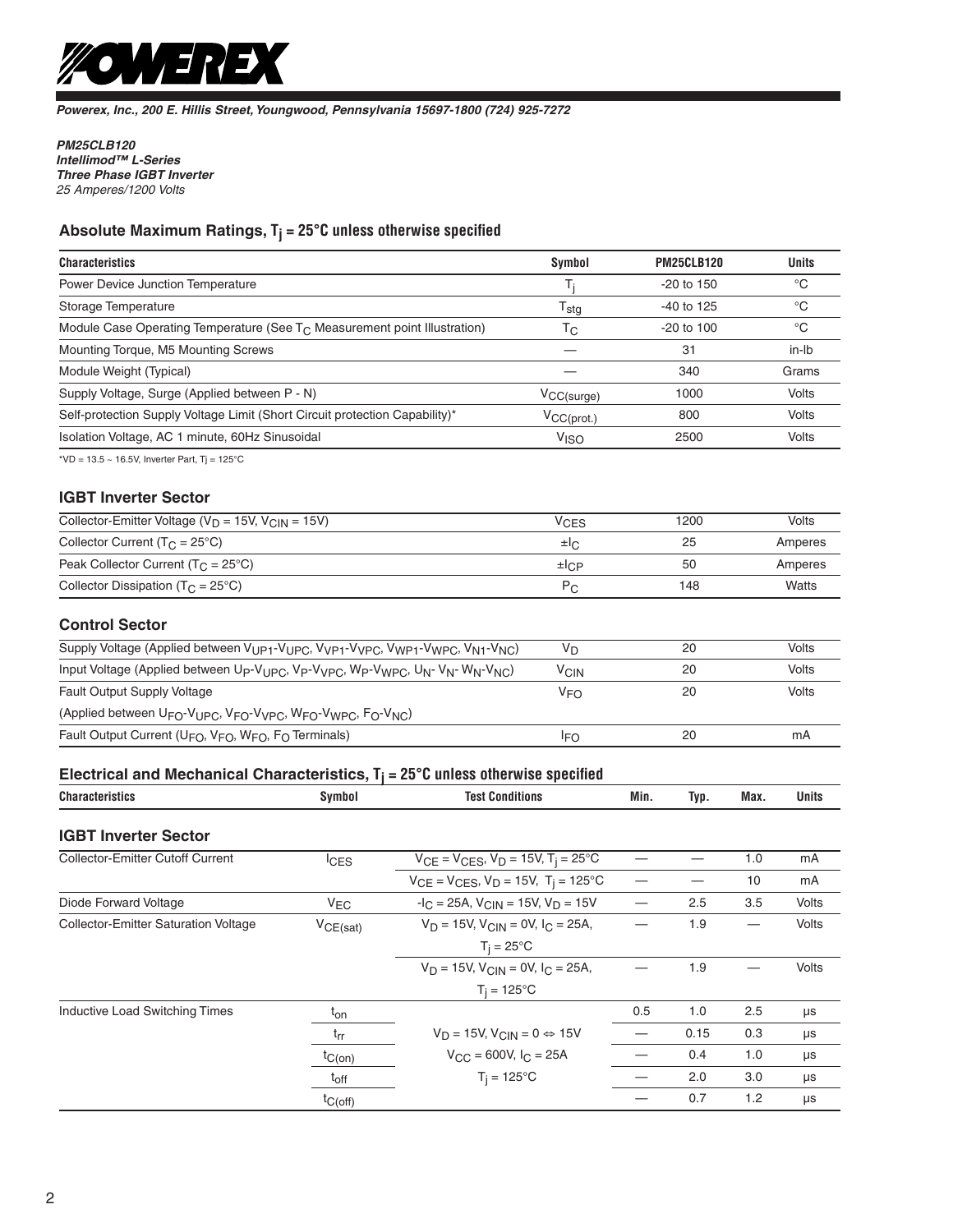POWEREX

*Powerex, Inc., 200 E. Hillis Street, Youngwood, Pennsylvania 15697-1800 (724) 925-7272*

***PM25CLB120***
***Intellimod™ L-Series***
***Three Phase IGBT Inverter***
*25 Amperes/1200 Volts*

## Absolute Maximum Ratings, $T_j$ = 25°C unless otherwise specified

| Characteristics | Symbol | PM25CLB120 | Units |
|---|---|---|---|
| Power Device Junction Temperature | $T_j$ | -20 to 150 | °C |
| Storage Temperature | $T_{stg}$ | -40 to 125 | °C |
| Module Case Operating Temperature (See $T_C$ Measurement point Illustration) | $T_C$ | -20 to 100 | °C |
| Mounting Torque, M5 Mounting Screws | — | 31 | in-lb |
| Module Weight (Typical) | — | 340 | Grams |
| Supply Voltage, Surge (Applied between P - N) | $V_{CC(surge)}$ | 1000 | Volts |
| Self-protection Supply Voltage Limit (Short Circuit protection Capability)* | $V_{CC(prot.)}$ | 800 | Volts |
| Isolation Voltage, AC 1 minute, 60Hz Sinusoidal | $V_{ISO}$ | 2500 | Volts |

*VD = 13.5 ~ 16.5V, Inverter Part, Tj = 125°C

### IGBT Inverter Sector

| Characteristics | Symbol | PM25CLB120 | Units |
|---|---|---|---|
| Collector-Emitter Voltage ($V_D$ = 15V, $V_{CIN}$ = 15V) | $V_{CES}$ | 1200 | Volts |
| Collector Current ($T_C$ = 25°C) | $\pm I_C$ | 25 | Amperes |
| Peak Collector Current ($T_C$ = 25°C) | $\pm I_{CP}$ | 50 | Amperes |
| Collector Dissipation ($T_C$ = 25°C) | $P_C$ | 148 | Watts |

### Control Sector

| Characteristics | Symbol | PM25CLB120 | Units |
|---|---|---|---|
| Supply Voltage (Applied between $V_{UP1}$-$V_{UPC}$, $V_{VP1}$-$V_{VPC}$, $V_{WP1}$-$V_{WPC}$, $V_{N1}$-$V_{NC}$) | $V_D$ | 20 | Volts |
| Input Voltage (Applied between $U_P$-$V_{UPC}$, $V_P$-$V_{VPC}$, $W_P$-$V_{WPC}$, $U_N$- $V_N$- $W_N$-$V_{NC}$) | $V_{CIN}$ | 20 | Volts |
| Fault Output Supply Voltage (Applied between $U_{FO}$-$V_{UPC}$, $V_{FO}$-$V_{VPC}$, $W_{FO}$-$V_{WPC}$, $F_O$-$V_{NC}$) | $V_{FO}$ | 20 | Volts |
| Fault Output Current ($U_{FO}$, $V_{FO}$, $W_{FO}$, $F_O$ Terminals) | $I_{FO}$ | 20 | mA |

## Electrical and Mechanical Characteristics, $T_j$ = 25°C unless otherwise specified

### IGBT Inverter Sector

| Characteristics | Symbol | Test Conditions | Min. | Typ. | Max. | Units |
|---|---|---|---|---|---|---|
| Collector-Emitter Cutoff Current | $I_{CES}$ | $V_{CE}$ = $V_{CES}$, $V_D$ = 15V, $T_j$ = 25°C | — | — | 1.0 | mA |
| | | $V_{CE}$ = $V_{CES}$, $V_D$ = 15V, $T_j$ = 125°C | — | — | 10 | mA |
| Diode Forward Voltage | $V_{EC}$ | $-I_C$ = 25A, $V_{CIN}$ = 15V, $V_D$ = 15V | — | 2.5 | 3.5 | Volts |
| Collector-Emitter Saturation Voltage | $V_{CE(sat)}$ | $V_D$ = 15V, $V_{CIN}$ = 0V, $I_C$ = 25A, $T_j$ = 25°C | — | 1.9 | — | Volts |
| | | $V_D$ = 15V, $V_{CIN}$ = 0V, $I_C$ = 25A, $T_j$ = 125°C | — | 1.9 | — | Volts |
| Inductive Load Switching Times | $t_{on}$ | $V_D$ = 15V, $V_{CIN}$ = 0 ⇔ 15V, $V_{CC}$ = 600V, $I_C$ = 25A, $T_j$ = 125°C | 0.5 | 1.0 | 2.5 | μs |
| | $t_{rr}$ | | — | 0.15 | 0.3 | μs |
| | $t_{C(on)}$ | | — | 0.4 | 1.0 | μs |
| | $t_{off}$ | | — | 2.0 | 3.0 | μs |
| | $t_{C(off)}$ | | — | 0.7 | 1.2 | μs |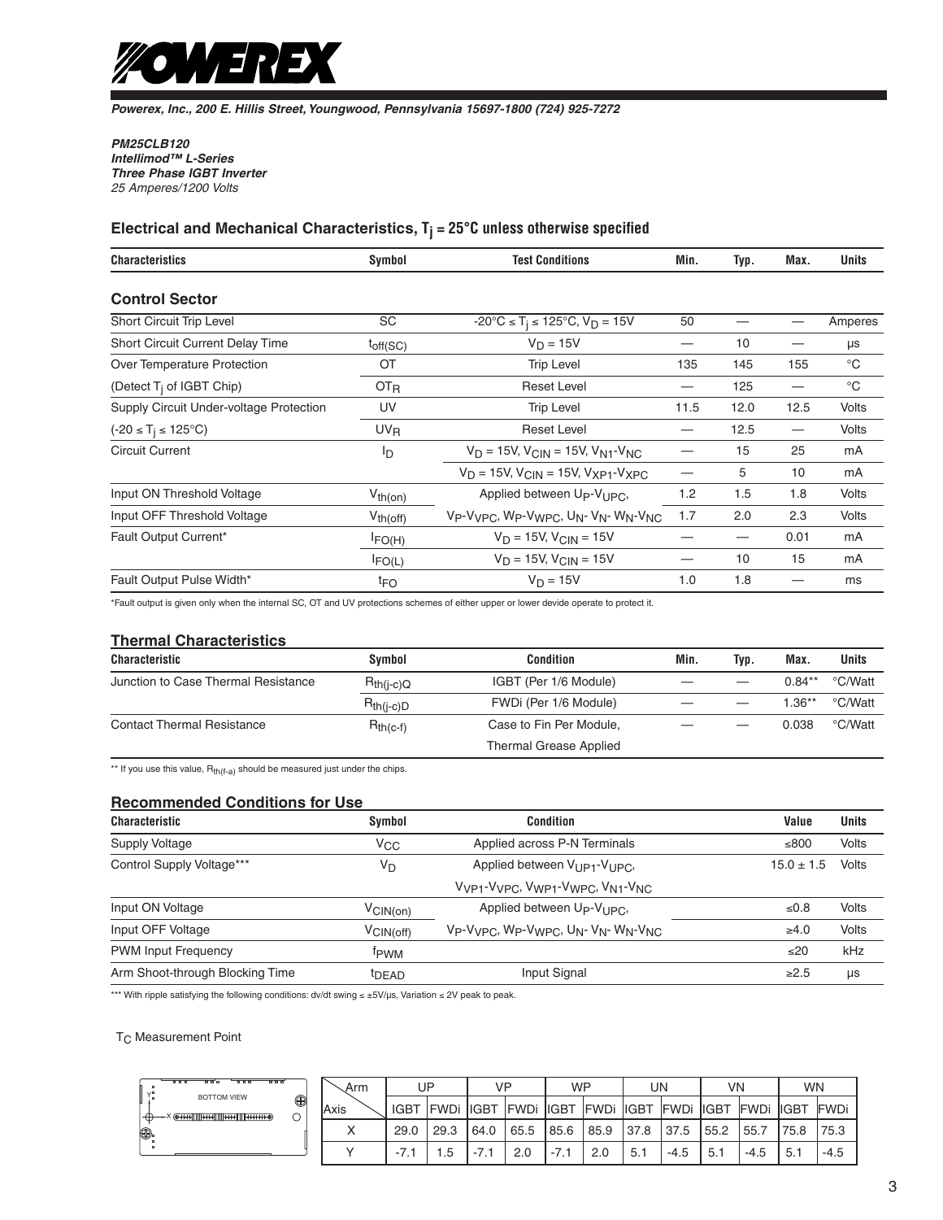**Powerex, Inc., 200 E. Hillis Street, Youngwood, Pennsylvania 15697-1800 (724) 925-7272**

***PM25CLB120***
***Intellimod™ L-Series***
***Three Phase IGBT Inverter***
*25 Amperes/1200 Volts*

## Electrical and Mechanical Characteristics, $T_j$ = 25°C unless otherwise specified

| Characteristics | Symbol | Test Conditions | Min. | Typ. | Max. | Units |
|---|---|---|---|---|---|---|
| **Control Sector** | | | | | | |
| Short Circuit Trip Level | SC | -20°C ≤ $T_j$ ≤ 125°C, $V_D$ = 15V | 50 | — | — | Amperes |
| Short Circuit Current Delay Time | $t_{off(SC)}$ | $V_D$ = 15V | — | 10 | — | µs |
| Over Temperature Protection | OT | Trip Level | 135 | 145 | 155 | °C |
| (Detect $T_j$ of IGBT Chip) | $OT_R$ | Reset Level | — | 125 | — | °C |
| Supply Circuit Under-voltage Protection | UV | Trip Level | 11.5 | 12.0 | 12.5 | Volts |
| (-20 ≤ $T_j$ ≤ 125°C) | $UV_R$ | Reset Level | — | 12.5 | — | Volts |
| Circuit Current | $I_D$ | $V_D$ = 15V, $V_{CIN}$ = 15V, $V_{N1}$-$V_{NC}$ | — | 15 | 25 | mA |
| | | $V_D$ = 15V, $V_{CIN}$ = 15V, $V_{XP1}$-$V_{XPC}$ | — | 5 | 10 | mA |
| Input ON Threshold Voltage | $V_{th(on)}$ | Applied between $U_P$-$V_{UPC}$, | 1.2 | 1.5 | 1.8 | Volts |
| Input OFF Threshold Voltage | $V_{th(off)}$ | $V_P$-$V_{VPC}$, $W_P$-$V_{WPC}$, $U_N$- $V_N$- $W_N$-$V_{NC}$ | 1.7 | 2.0 | 2.3 | Volts |
| Fault Output Current* | $I_{FO(H)}$ | $V_D$ = 15V, $V_{CIN}$ = 15V | — | — | 0.01 | mA |
| | $I_{FO(L)}$ | $V_D$ = 15V, $V_{CIN}$ = 15V | — | 10 | 15 | mA |
| Fault Output Pulse Width* | $t_{FO}$ | $V_D$ = 15V | 1.0 | 1.8 | — | ms |

*Fault output is given only when the internal SC, OT and UV protections schemes of either upper or lower devide operate to protect it.

## Thermal Characteristics

| Characteristic | Symbol | Condition | Min. | Typ. | Max. | Units |
|---|---|---|---|---|---|---|
| Junction to Case Thermal Resistance | $R_{th(j-c)Q}$ | IGBT (Per 1/6 Module) | — | — | 0.84** | °C/Watt |
| | $R_{th(j-c)D}$ | FWDi (Per 1/6 Module) | — | — | 1.36** | °C/Watt |
| Contact Thermal Resistance | $R_{th(c-f)}$ | Case to Fin Per Module, Thermal Grease Applied | — | — | 0.038 | °C/Watt |

** If you use this value, $R_{th(f-a)}$ should be measured just under the chips.

## Recommended Conditions for Use

| Characteristic | Symbol | Condition | Value | Units |
|---|---|---|---|---|
| Supply Voltage | $V_{CC}$ | Applied across P-N Terminals | ≤800 | Volts |
| Control Supply Voltage*** | $V_D$ | Applied between $V_{UP1}$-$V_{UPC}$, $V_{VP1}$-$V_{VPC}$, $V_{WP1}$-$V_{WPC}$, $V_{N1}$-$V_{NC}$ | 15.0 ± 1.5 | Volts |
| Input ON Voltage | $V_{CIN(on)}$ | Applied between $U_P$-$V_{UPC}$, | ≤0.8 | Volts |
| Input OFF Voltage | $V_{CIN(off)}$ | $V_P$-$V_{VPC}$, $W_P$-$V_{WPC}$, $U_N$- $V_N$- $W_N$-$V_{NC}$ | ≥4.0 | Volts |
| PWM Input Frequency | $f_{PWM}$ | | ≤20 | kHz |
| Arm Shoot-through Blocking Time | $t_{DEAD}$ | Input Signal | ≥2.5 | µs |

*** With ripple satisfying the following conditions: dv/dt swing ≤ ±5V/µs, Variation ≤ 2V peak to peak.

$T_C$ Measurement Point

BOTTOM VIEW

| Arm / Axis | UP | | VP | | WP | | UN | | VN | | WN | |
|---|---|---|---|---|---|---|---|---|---|---|---|---|
| | IGBT | FWDi | IGBT | FWDi | IGBT | FWDi | IGBT | FWDi | IGBT | FWDi | IGBT | FWDi |
| X | 29.0 | 29.3 | 64.0 | 65.5 | 85.6 | 85.9 | 37.8 | 37.5 | 55.2 | 55.7 | 75.8 | 75.3 |
| Y | -7.1 | 1.5 | -7.1 | 2.0 | -7.1 | 2.0 | 5.1 | -4.5 | 5.1 | -4.5 | 5.1 | -4.5 |